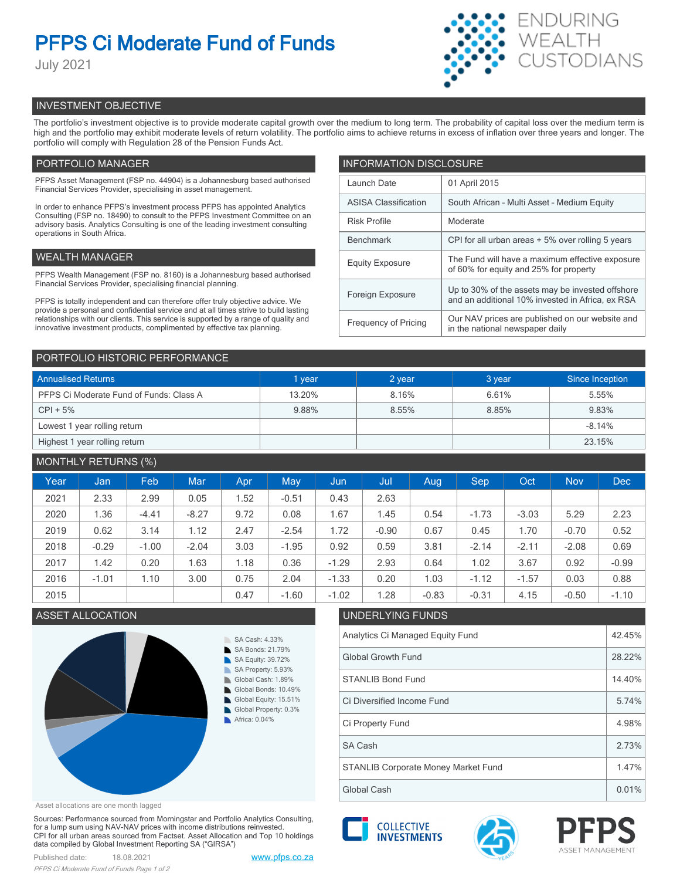# PFPS Ci Moderate Fund of Funds

July 2021

ENDURING WEALTH CUSTODIANS

## INVESTMENT OBJECTIVE

The portfolio's investment objective is to provide moderate capital growth over the medium to long term. The probability of capital loss over the medium term is high and the portfolio may exhibit moderate levels of return volatility. The portfolio aims to achieve returns in excess of inflation over three years and longer. The portfolio will comply with Regulation 28 of the Pension Funds Act.

## PORTFOLIO MANAGER

PFPS Asset Management (FSP no. 44904) is a Johannesburg based authorised Financial Services Provider, specialising in asset management.

In order to enhance PFPS's investment process PFPS has appointed Analytics Consulting (FSP no. 18490) to consult to the PFPS Investment Committee on an advisory basis. Analytics Consulting is one of the leading investment consulting operations in South Africa.

## WEALTH MANAGER

PFPS Wealth Management (FSP no. 8160) is a Johannesburg based authorised Financial Services Provider, specialising financial planning.

PFPS is totally independent and can therefore offer truly objective advice. We provide a personal and confidential service and at all times strive to build lasting relationships with our clients. This service is supported by a range of quality and innovative investment products, complimented by effective tax planning.

## INFORMATION DISCLOSURE

| | |
|---|---|
| Launch Date | 01 April 2015 |
| ASISA Classification | South African - Multi Asset - Medium Equity |
| Risk Profile | Moderate |
| Benchmark | CPI for all urban areas + 5% over rolling 5 years |
| Equity Exposure | The Fund will have a maximum effective exposure of 60% for equity and 25% for property |
| Foreign Exposure | Up to 30% of the assets may be invested offshore and an additional 10% invested in Africa, ex RSA |
| Frequency of Pricing | Our NAV prices are published on our website and in the national newspaper daily |

## PORTFOLIO HISTORIC PERFORMANCE

| Annualised Returns | 1 year | 2 year | 3 year | Since Inception |
|---|---|---|---|---|
| PFPS Ci Moderate Fund of Funds: Class A | 13.20% | 8.16% | 6.61% | 5.55% |
| CPI + 5% | 9.88% | 8.55% | 8.85% | 9.83% |
| Lowest 1 year rolling return | | | | -8.14% |
| Highest 1 year rolling return | | | | 23.15% |

## MONTHLY RETURNS (%)

| Year | Jan | Feb | Mar | Apr | May | Jun | Jul | Aug | Sep | Oct | Nov | Dec |
|---|---|---|---|---|---|---|---|---|---|---|---|---|
| 2021 | 2.33 | 2.99 | 0.05 | 1.52 | -0.51 | 0.43 | 2.63 | | | | | |
| 2020 | 1.36 | -4.41 | -8.27 | 9.72 | 0.08 | 1.67 | 1.45 | 0.54 | -1.73 | -3.03 | 5.29 | 2.23 |
| 2019 | 0.62 | 3.14 | 1.12 | 2.47 | -2.54 | 1.72 | -0.90 | 0.67 | 0.45 | 1.70 | -0.70 | 0.52 |
| 2018 | -0.29 | -1.00 | -2.04 | 3.03 | -1.95 | 0.92 | 0.59 | 3.81 | -2.14 | -2.11 | -2.08 | 0.69 |
| 2017 | 1.42 | 0.20 | 1.63 | 1.18 | 0.36 | -1.29 | 2.93 | 0.64 | 1.02 | 3.67 | 0.92 | -0.99 |
| 2016 | -1.01 | 1.10 | 3.00 | 0.75 | 2.04 | -1.33 | 0.20 | 1.03 | -1.12 | -1.57 | 0.03 | 0.88 |
| 2015 | | | | 0.47 | -1.60 | -1.02 | 1.28 | -0.83 | -0.31 | 4.15 | -0.50 | -1.10 |

## ASSET ALLOCATION

- SA Cash: 4.33%
- SA Bonds: 21.79%
- SA Equity: 39.72%
- SA Property: 5.93%
- Global Cash: 1.89%
- Global Bonds: 10.49%
- Global Equity: 15.51%
- Global Property: 0.3%
- Africa: 0.04%

Asset allocations are one month lagged

## UNDERLYING FUNDS

| | |
|---|---|
| Analytics Ci Managed Equity Fund | 42.45% |
| Global Growth Fund | 28.22% |
| STANLIB Bond Fund | 14.40% |
| Ci Diversified Income Fund | 5.74% |
| Ci Property Fund | 4.98% |
| SA Cash | 2.73% |
| STANLIB Corporate Money Market Fund | 1.47% |
| Global Cash | 0.01% |

Sources: Performance sourced from Morningstar and Portfolio Analytics Consulting, for a lump sum using NAV-NAV prices with income distributions reinvested. CPI for all urban areas sourced from Factset. Asset Allocation and Top 10 holdings data compiled by Global Investment Reporting SA ("GIRSA")

Published date: 18.08.2021

www.pfps.co.za

COLLECTIVE INVESTMENTS

PFPS ASSET MANAGEMENT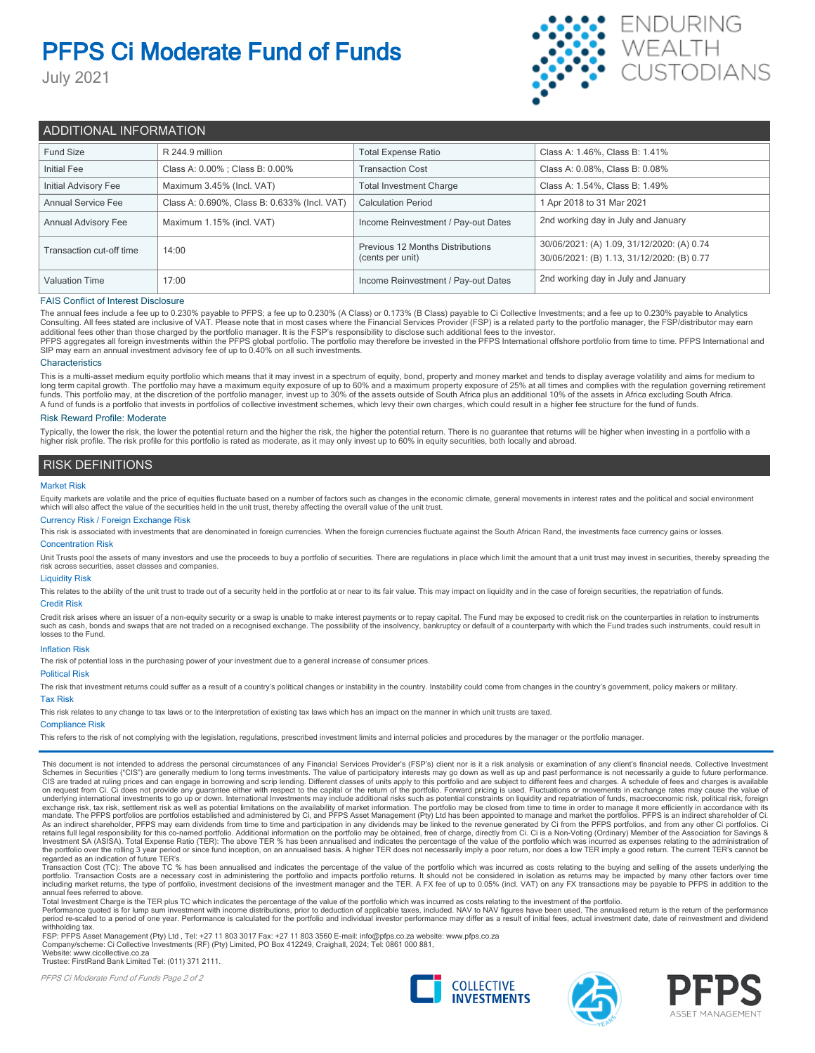# PFPS Ci Moderate Fund of Funds

July 2021

ENDURING WEALTH CUSTODIANS

## ADDITIONAL INFORMATION

| | | | |
|---|---|---|---|
| Fund Size | R 244.9 million | Total Expense Ratio | Class A: 1.46%, Class B: 1.41% |
| Initial Fee | Class A: 0.00% ; Class B: 0.00% | Transaction Cost | Class A: 0.08%, Class B: 0.08% |
| Initial Advisory Fee | Maximum 3.45% (Incl. VAT) | Total Investment Charge | Class A: 1.54%, Class B: 1.49% |
| Annual Service Fee | Class A: 0.690%, Class B: 0.633% (Incl. VAT) | Calculation Period | 1 Apr 2018 to 31 Mar 2021 |
| Annual Advisory Fee | Maximum 1.15% (incl. VAT) | Income Reinvestment / Pay-out Dates | 2nd working day in July and January |
| Transaction cut-off time | 14:00 | Previous 12 Months Distributions (cents per unit) | 30/06/2021: (A) 1.09, 31/12/2020: (A) 0.74<br>30/06/2021: (B) 1.13, 31/12/2020: (B) 0.77 |
| Valuation Time | 17:00 | Income Reinvestment / Pay-out Dates | 2nd working day in July and January |

### FAIS Conflict of Interest Disclosure

The annual fees include a fee up to 0.230% payable to PFPS; a fee up to 0.230% (A Class) or 0.173% (B Class) payable to Ci Collective Investments; and a fee up to 0.230% payable to Analytics Consulting. All fees stated are inclusive of VAT. Please note that in most cases where the Financial Services Provider (FSP) is a related party to the portfolio manager, the FSP/distributor may earn additional fees other than those charged by the portfolio manager. It is the FSP's responsibility to disclose such additional fees to the investor.
PFPS aggregates all foreign investments within the PFPS global portfolio. The portfolio may therefore be invested in the PFPS International offshore portfolio from time to time. PFPS International and SIP may earn an annual investment advisory fee of up to 0.40% on all such investments.

### Characteristics

This is a multi-asset medium equity portfolio which means that it may invest in a spectrum of equity, bond, property and money market and tends to display average volatility and aims for medium to long term capital growth. The portfolio may have a maximum equity exposure of up to 60% and a maximum property exposure of 25% at all times and complies with the regulation governing retirement funds. This portfolio may, at the discretion of the portfolio manager, invest up to 30% of the assets outside of South Africa plus an additional 10% of the assets in Africa excluding South Africa.
A fund of funds is a portfolio that invests in portfolios of collective investment schemes, which levy their own charges, which could result in a higher fee structure for the fund of funds.

### Risk Reward Profile: Moderate

Typically, the lower the risk, the lower the potential return and the higher the risk, the higher the potential return. There is no guarantee that returns will be higher when investing in a portfolio with a higher risk profile. The risk profile for this portfolio is rated as moderate, as it may only invest up to 60% in equity securities, both locally and abroad.

## RISK DEFINITIONS

### Market Risk

Equity markets are volatile and the price of equities fluctuate based on a number of factors such as changes in the economic climate, general movements in interest rates and the political and social environment which will also affect the value of the securities held in the unit trust, thereby affecting the overall value of the unit trust.

### Currency Risk / Foreign Exchange Risk

This risk is associated with investments that are denominated in foreign currencies. When the foreign currencies fluctuate against the South African Rand, the investments face currency gains or losses.

### Concentration Risk

Unit Trusts pool the assets of many investors and use the proceeds to buy a portfolio of securities. There are regulations in place which limit the amount that a unit trust may invest in securities, thereby spreading the risk across securities, asset classes and companies.

### Liquidity Risk

This relates to the ability of the unit trust to trade out of a security held in the portfolio at or near to its fair value. This may impact on liquidity and in the case of foreign securities, the repatriation of funds.

### Credit Risk

Credit risk arises where an issuer of a non-equity security or a swap is unable to make interest payments or to repay capital. The Fund may be exposed to credit risk on the counterparties in relation to instruments such as cash, bonds and swaps that are not traded on a recognised exchange. The possibility of the insolvency, bankruptcy or default of a counterparty with which the Fund trades such instruments, could result in losses to the Fund.

### Inflation Risk

The risk of potential loss in the purchasing power of your investment due to a general increase of consumer prices.

### Political Risk

The risk that investment returns could suffer as a result of a country's political changes or instability in the country. Instability could come from changes in the country's government, policy makers or military.

### Tax Risk

This risk relates to any change to tax laws or to the interpretation of existing tax laws which has an impact on the manner in which unit trusts are taxed.

### Compliance Risk

This refers to the risk of not complying with the legislation, regulations, prescribed investment limits and internal policies and procedures by the manager or the portfolio manager.

This document is not intended to address the personal circumstances of any Financial Services Provider's (FSP's) client nor is it a risk analysis or examination of any client's financial needs. Collective Investment Schemes in Securities ("CIS") are generally medium to long terms investments. The value of participatory interests may go down as well as up and past performance is not necessarily a guide to future performance. CIS are traded at ruling prices and can engage in borrowing and scrip lending. Different classes of units apply to this portfolio and are subject to different fees and charges. A schedule of fees and charges is available on request from Ci. Ci does not provide any guarantee either with respect to the capital or the return of the portfolio. Forward pricing is used. Fluctuations or movements in exchange rates may cause the value of underlying international investments to go up or down. International Investments may include additional risks such as potential constraints on liquidity and repatriation of funds, macroeconomic risk, political risk, foreign exchange risk, tax risk, settlement risk as well as potential limitations on the availability of market information. The portfolio may be closed from time to time in order to manage it more efficiently in accordance with its mandate. The PFPS portfolios are portfolios established and administered by Ci, and PFPS Asset Management (Pty) Ltd has been appointed to manage and market the portfolios. PFPS is an indirect shareholder of Ci. As an indirect shareholder, PFPS may earn dividends from time to time and participation in any dividends may be linked to the revenue generated by Ci from the PFPS portfolios, and from any other Ci portfolios. Ci retains full legal responsibility for this co-named portfolio. Additional information on the portfolio may be obtained, free of charge, directly from Ci. Ci is a Non-Voting (Ordinary) Member of the Association for Savings & Investment SA (ASISA). Total Expense Ratio (TER): The above TER % has been annualised and indicates the percentage of the value of the portfolio which was incurred as expenses relating to the administration of the portfolio over the rolling 3 year period or since fund inception, on an annualised basis. A higher TER does not necessarily imply a poor return, nor does a low TER imply a good return. The current TER's cannot be regarded as an indication of future TER's.
Transaction Cost (TC): The above TC % has been annualised and indicates the percentage of the value of the portfolio which was incurred as costs relating to the buying and selling of the assets underlying the portfolio. Transaction Costs are a necessary cost in administering the portfolio and impacts portfolio returns. It should not be considered in isolation as returns may be impacted by many other factors over time including market returns, the type of portfolio, investment decisions of the investment manager and the TER. A FX fee of up to 0.05% (incl. VAT) on any FX transactions may be payable to PFPS in addition to the annual fees referred to above.
Total Investment Charge is the TER plus TC which indicates the percentage of the value of the portfolio which was incurred as costs relating to the investment of the portfolio.
Performance quoted is for lump sum investment with income distributions, prior to deduction of applicable taxes, included. NAV to NAV figures have been used. The annualised return is the return of the performance period re-scaled to a period of one year. Performance is calculated for the portfolio and individual investor performance may differ as a result of initial fees, actual investment date, date of reinvestment and dividend withholding tax.
FSP: PFPS Asset Management (Pty) Ltd , Tel: +27 11 803 3017 Fax: +27 11 803 3560 E-mail: info@pfps.co.za website: www.pfps.co.za
Company/scheme: Ci Collective Investments (RF) (Pty) Limited, PO Box 412249, Craighall, 2024; Tel: 0861 000 881,
Website: www.cicollective.co.za
Trustee: FirstRand Bank Limited Tel: (011) 371 2111.

COLLECTIVE INVESTMENTS

PFPS ASSET MANAGEMENT